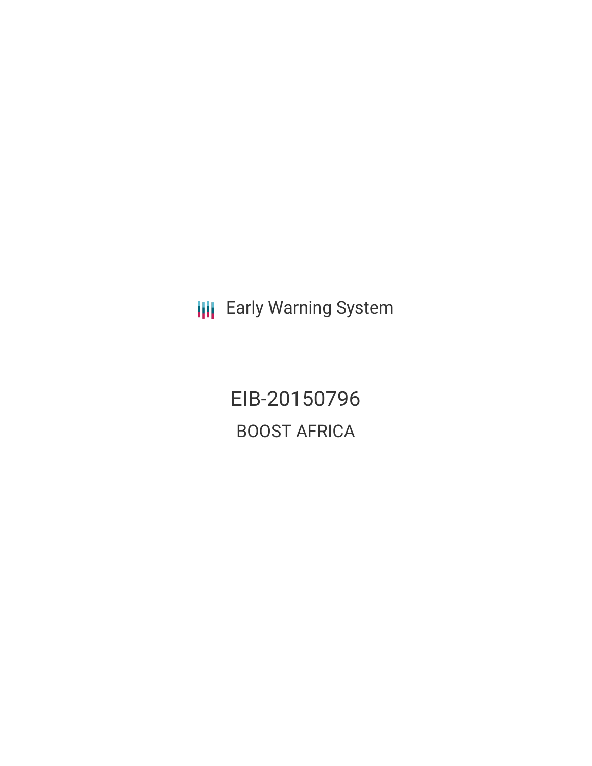Early Warning System

# EIB-20150796

## BOOST AFRICA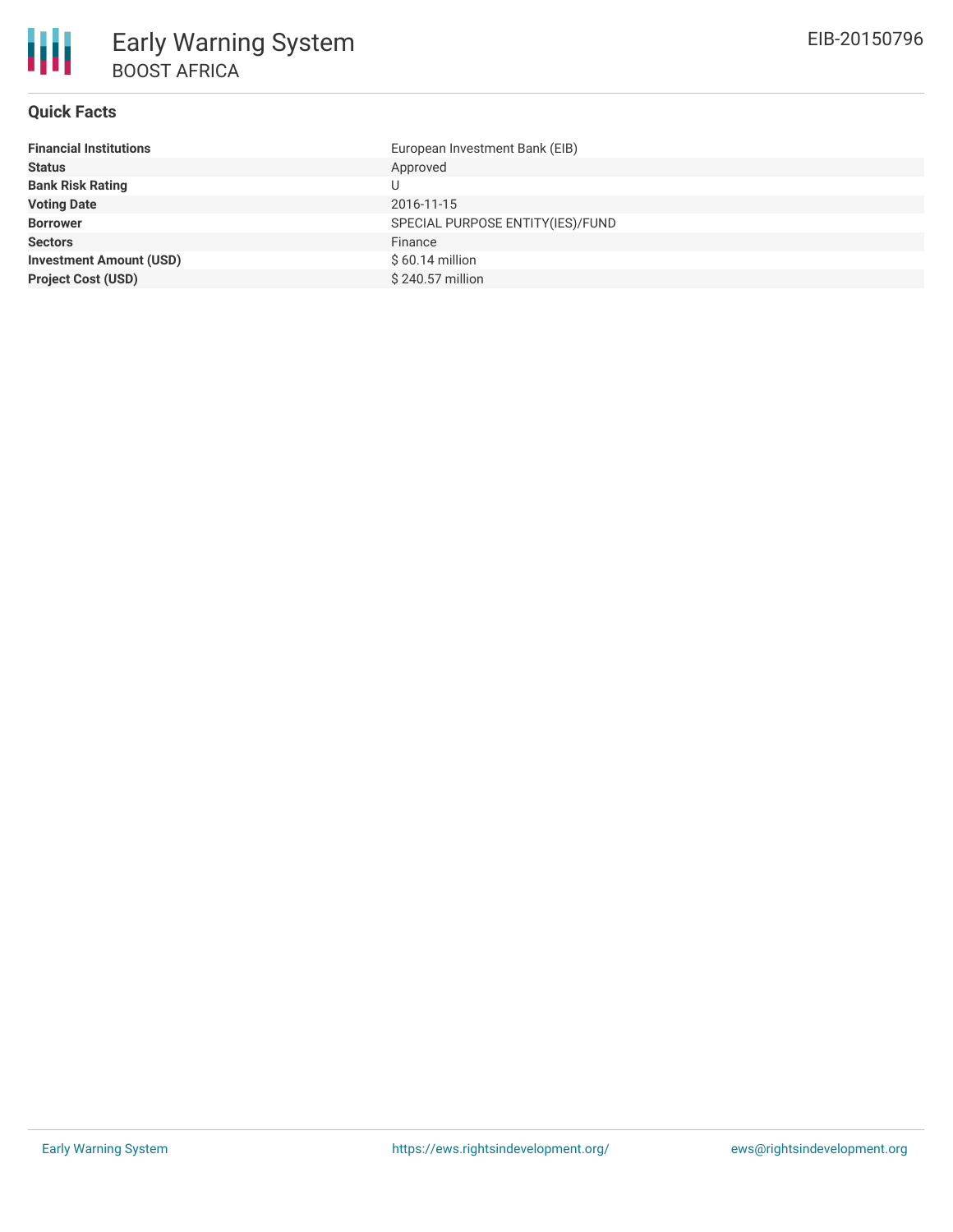# Early Warning System

## BOOST AFRICA

EIB-20150796

### Quick Facts

| | |
|---|---|
| **Financial Institutions** | European Investment Bank (EIB) |
| **Status** | Approved |
| **Bank Risk Rating** | U |
| **Voting Date** | 2016-11-15 |
| **Borrower** | SPECIAL PURPOSE ENTITY(IES)/FUND |
| **Sectors** | Finance |
| **Investment Amount (USD)** | $ 60.14 million |
| **Project Cost (USD)** | $ 240.57 million |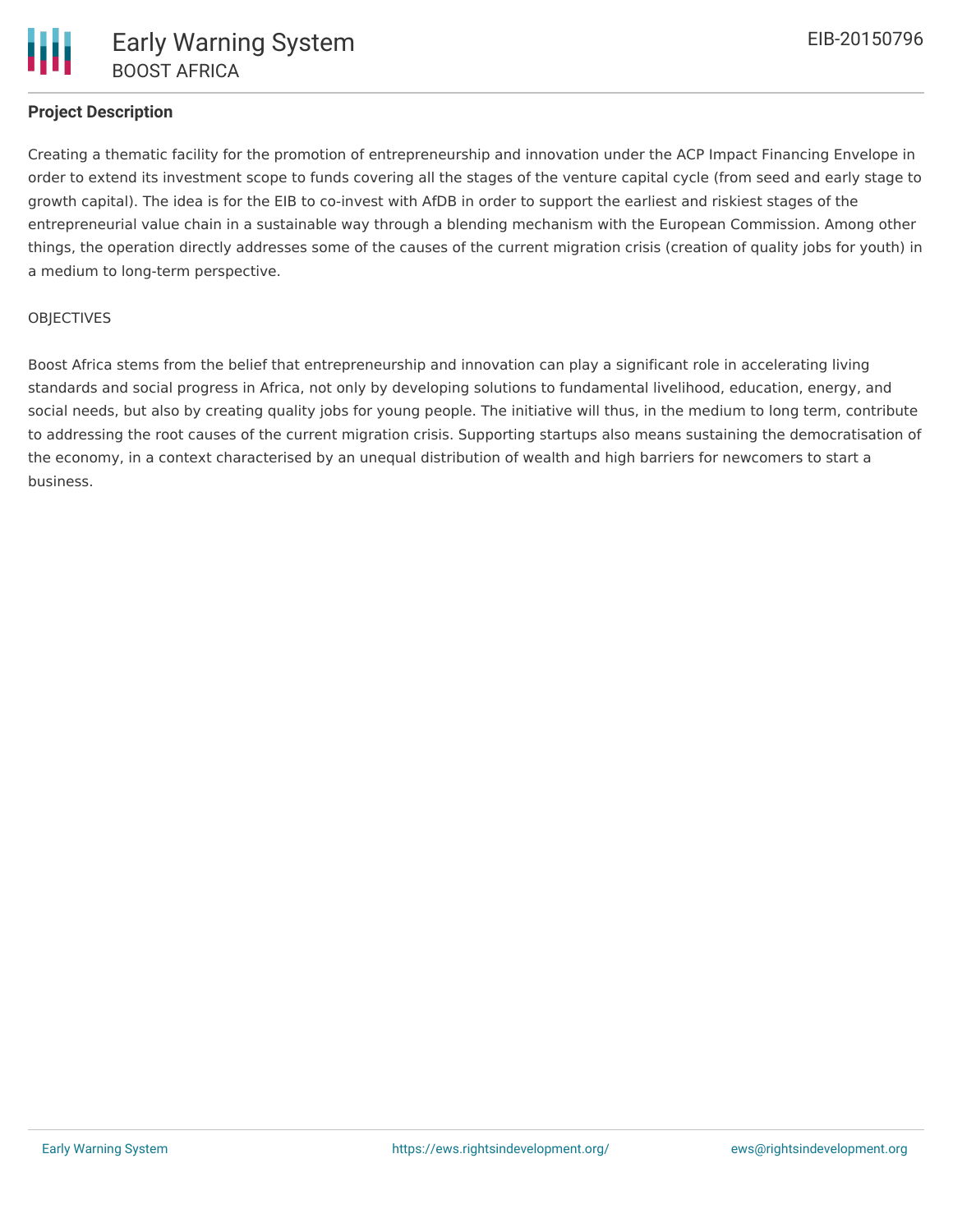## Project Description

Creating a thematic facility for the promotion of entrepreneurship and innovation under the ACP Impact Financing Envelope in order to extend its investment scope to funds covering all the stages of the venture capital cycle (from seed and early stage to growth capital). The idea is for the EIB to co-invest with AfDB in order to support the earliest and riskiest stages of the entrepreneurial value chain in a sustainable way through a blending mechanism with the European Commission. Among other things, the operation directly addresses some of the causes of the current migration crisis (creation of quality jobs for youth) in a medium to long-term perspective.

OBJECTIVES

Boost Africa stems from the belief that entrepreneurship and innovation can play a significant role in accelerating living standards and social progress in Africa, not only by developing solutions to fundamental livelihood, education, energy, and social needs, but also by creating quality jobs for young people. The initiative will thus, in the medium to long term, contribute to addressing the root causes of the current migration crisis. Supporting startups also means sustaining the democratisation of the economy, in a context characterised by an unequal distribution of wealth and high barriers for newcomers to start a business.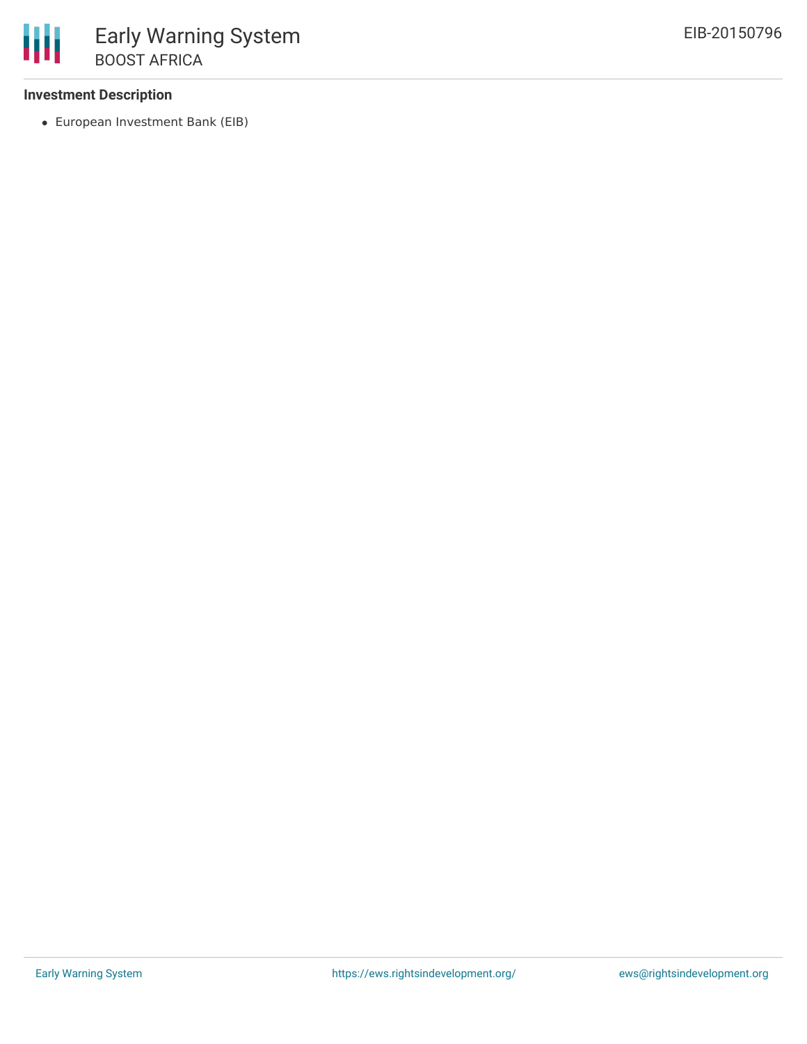### Investment Description

- European Investment Bank (EIB)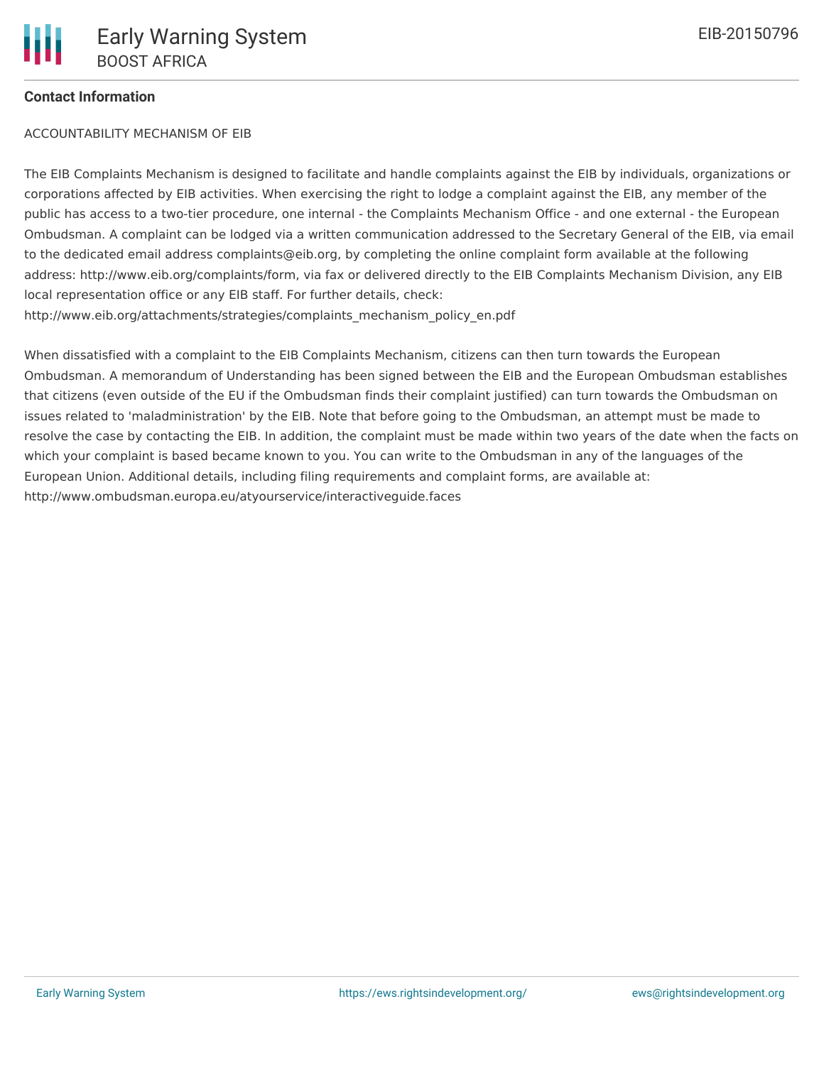**Contact Information**

ACCOUNTABILITY MECHANISM OF EIB

The EIB Complaints Mechanism is designed to facilitate and handle complaints against the EIB by individuals, organizations or corporations affected by EIB activities. When exercising the right to lodge a complaint against the EIB, any member of the public has access to a two-tier procedure, one internal - the Complaints Mechanism Office - and one external - the European Ombudsman. A complaint can be lodged via a written communication addressed to the Secretary General of the EIB, via email to the dedicated email address complaints@eib.org, by completing the online complaint form available at the following address: http://www.eib.org/complaints/form, via fax or delivered directly to the EIB Complaints Mechanism Division, any EIB local representation office or any EIB staff. For further details, check: http://www.eib.org/attachments/strategies/complaints_mechanism_policy_en.pdf

When dissatisfied with a complaint to the EIB Complaints Mechanism, citizens can then turn towards the European Ombudsman. A memorandum of Understanding has been signed between the EIB and the European Ombudsman establishes that citizens (even outside of the EU if the Ombudsman finds their complaint justified) can turn towards the Ombudsman on issues related to 'maladministration' by the EIB. Note that before going to the Ombudsman, an attempt must be made to resolve the case by contacting the EIB. In addition, the complaint must be made within two years of the date when the facts on which your complaint is based became known to you. You can write to the Ombudsman in any of the languages of the European Union. Additional details, including filing requirements and complaint forms, are available at: http://www.ombudsman.europa.eu/atyourservice/interactiveguide.faces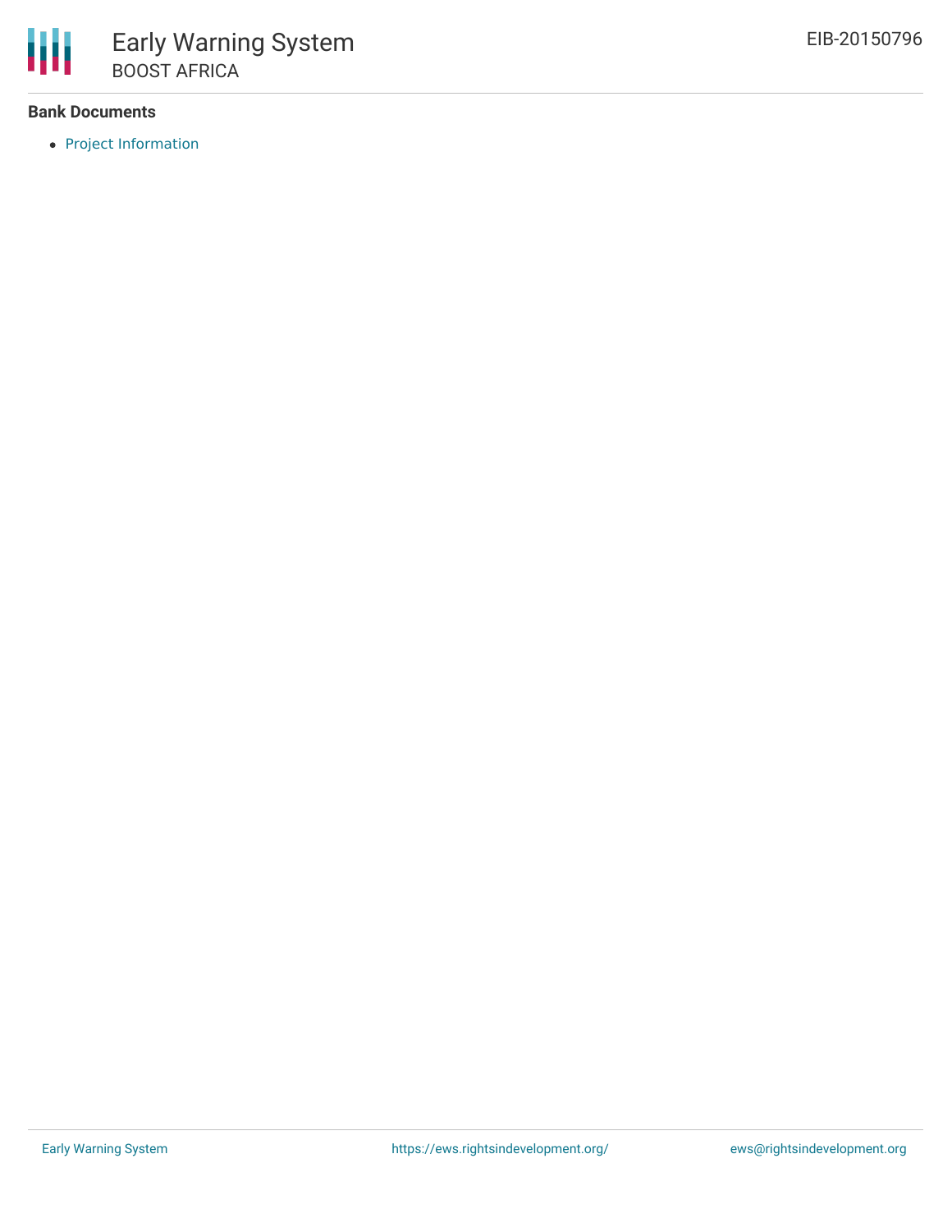**Bank Documents**

- Project Information